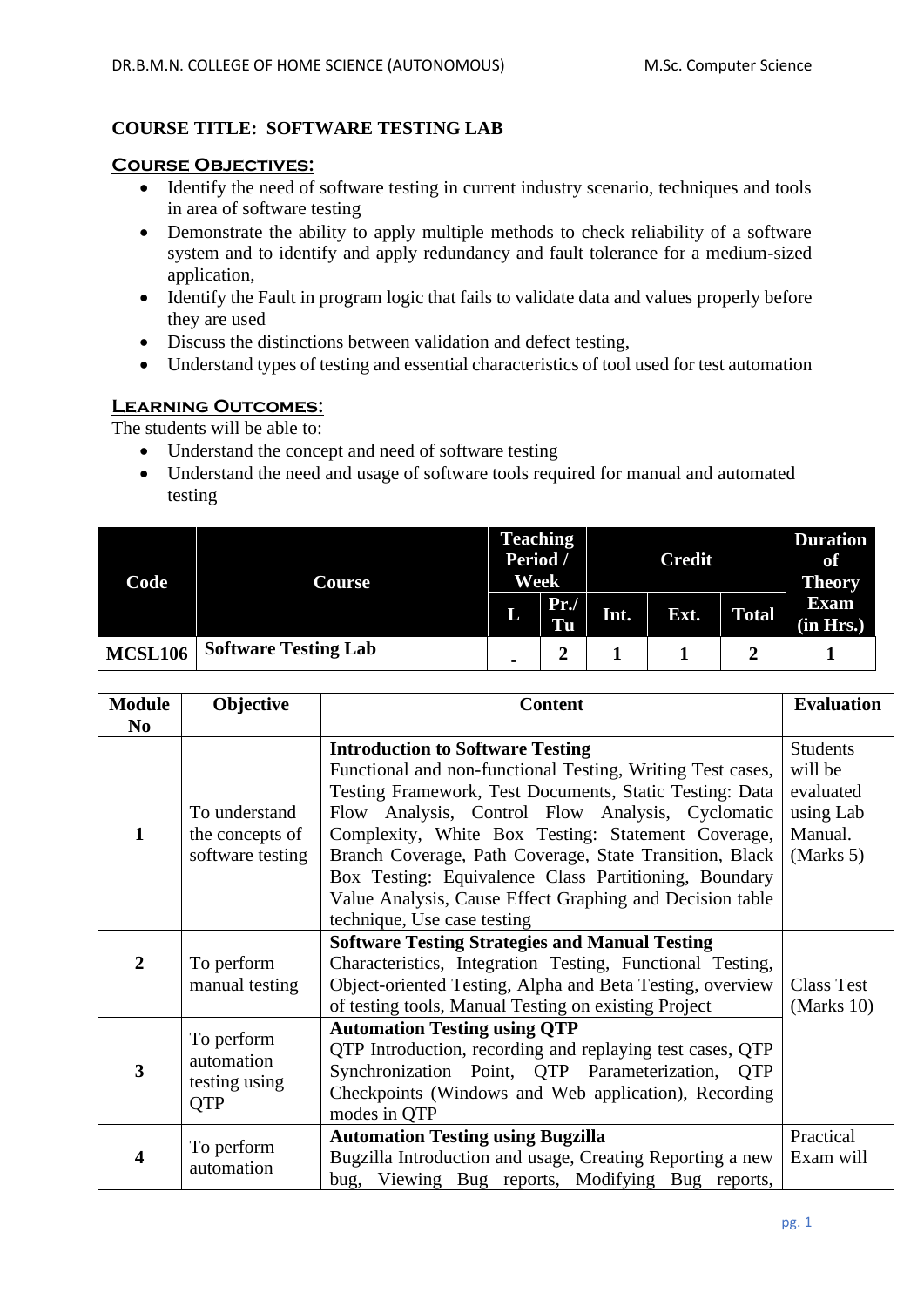**COURSE TITLE: SOFTWARE TESTING LAB**

**Course Objectives:**

- Identify the need of software testing in current industry scenario, techniques and tools in area of software testing
- Demonstrate the ability to apply multiple methods to check reliability of a software system and to identify and apply redundancy and fault tolerance for a medium-sized application,
- Identify the Fault in program logic that fails to validate data and values properly before they are used
- Discuss the distinctions between validation and defect testing,
- Understand types of testing and essential characteristics of tool used for test automation

**Learning Outcomes:**

The students will be able to:

- Understand the concept and need of software testing
- Understand the need and usage of software tools required for manual and automated testing

| Code | Course | Teaching Period / Week | | Credit | | | Duration of Theory Exam (in Hrs.) |
|---|---|---|---|---|---|---|---|
| | | L | Pr./ Tu | Int. | Ext. | Total | |
| MCSL106 | Software Testing Lab | - | 2 | 1 | 1 | 2 | 1 |

| Module No | Objective | Content | Evaluation |
|---|---|---|---|
| 1 | To understand the concepts of software testing | **Introduction to Software Testing** Functional and non-functional Testing, Writing Test cases, Testing Framework, Test Documents, Static Testing: Data Flow Analysis, Control Flow Analysis, Cyclomatic Complexity, White Box Testing: Statement Coverage, Branch Coverage, Path Coverage, State Transition, Black Box Testing: Equivalence Class Partitioning, Boundary Value Analysis, Cause Effect Graphing and Decision table technique, Use case testing | Students will be evaluated using Lab Manual. (Marks 5) |
| 2 | To perform manual testing | **Software Testing Strategies and Manual Testing** Characteristics, Integration Testing, Functional Testing, Object-oriented Testing, Alpha and Beta Testing, overview of testing tools, Manual Testing on existing Project | Class Test (Marks 10) |
| 3 | To perform automation testing using QTP | **Automation Testing using QTP** QTP Introduction, recording and replaying test cases, QTP Synchronization Point, QTP Parameterization, QTP Checkpoints (Windows and Web application), Recording modes in QTP | |
| 4 | To perform automation | **Automation Testing using Bugzilla** Bugzilla Introduction and usage, Creating Reporting a new bug, Viewing Bug reports, Modifying Bug reports, | Practical Exam will |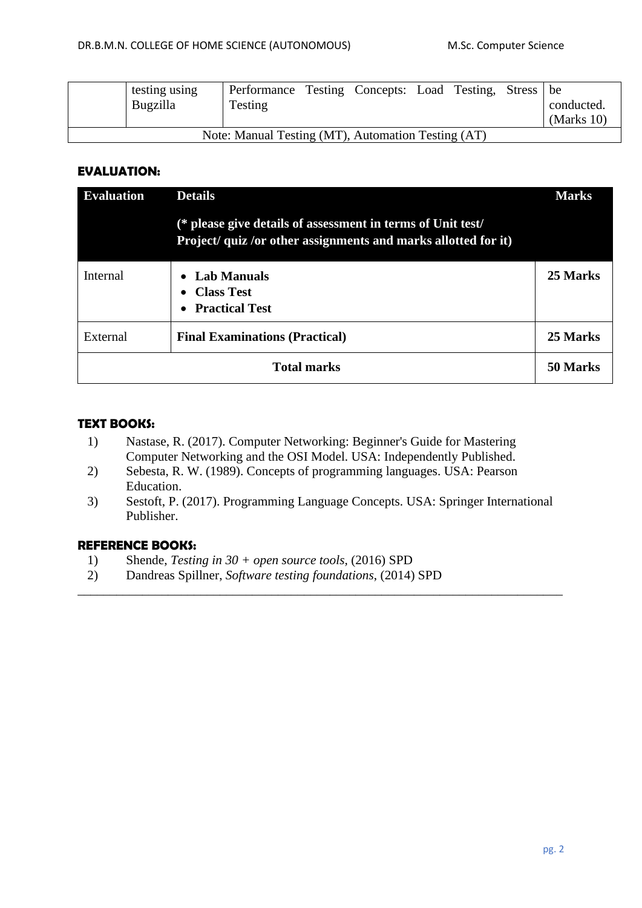| | | | |
|---|---|---|---|
| | testing using Bugzilla | Performance Testing Concepts: Load Testing, Stress Testing | be conducted. (Marks 10) |
| Note: Manual Testing (MT), Automation Testing (AT) | | | |

### EVALUATION:

| Evaluation | Details (* please give details of assessment in terms of Unit test/ Project/ quiz /or other assignments and marks allotted for it) | Marks |
|---|---|---|
| Internal | • **Lab Manuals**<br>• **Class Test**<br>• **Practical Test** | **25 Marks** |
| External | **Final Examinations (Practical)** | **25 Marks** |
| **Total marks** | | **50 Marks** |

### TEXT BOOKS:

1) Nastase, R. (2017). Computer Networking: Beginner's Guide for Mastering Computer Networking and the OSI Model. USA: Independently Published.
2) Sebesta, R. W. (1989). Concepts of programming languages. USA: Pearson Education.
3) Sestoft, P. (2017). Programming Language Concepts. USA: Springer International Publisher.

### REFERENCE BOOKS:

1) Shende, *Testing in 30 + open source tools*, (2016) SPD
2) Dandreas Spillner, *Software testing foundations*, (2014) SPD